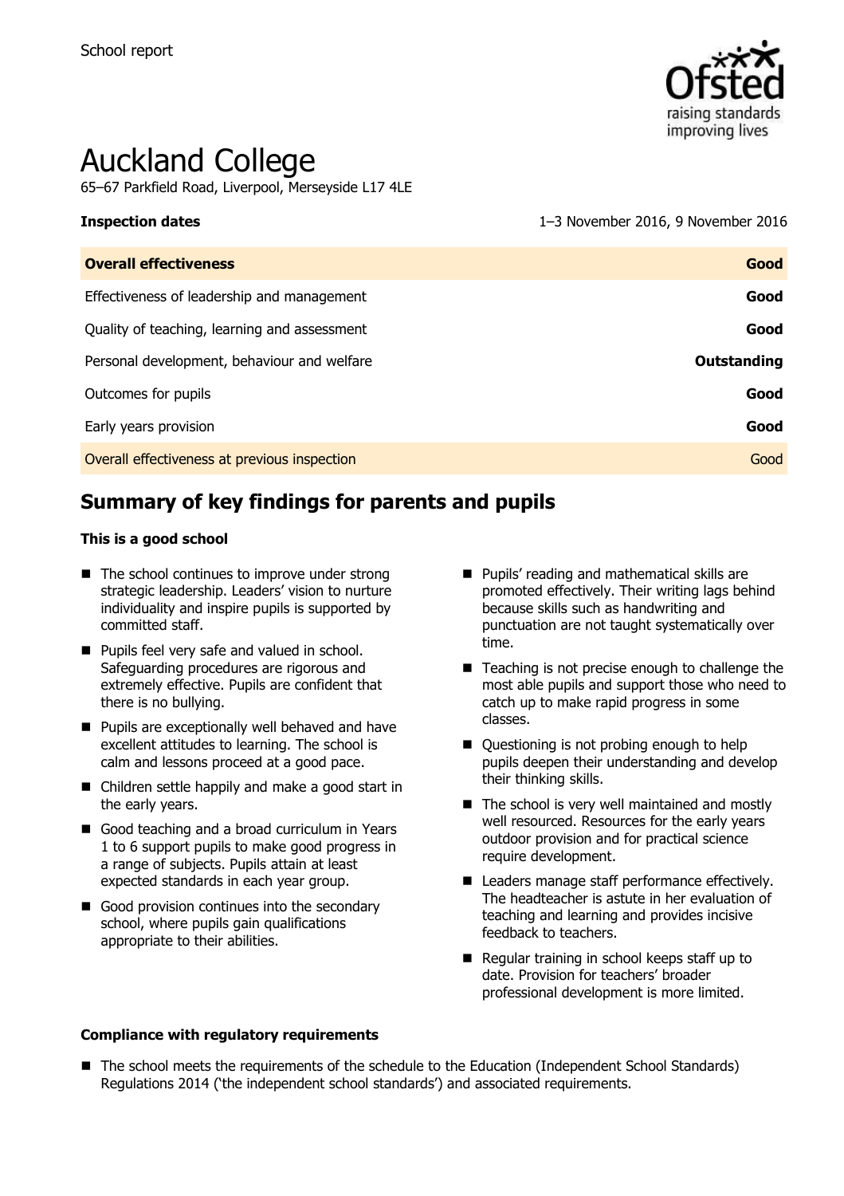School report

# Auckland College

65–67 Parkfield Road, Liverpool, Merseyside L17 4LE

| **Inspection dates** | 1–3 November 2016, 9 November 2016 |
|---|---|
| **Overall effectiveness** | **Good** |
| Effectiveness of leadership and management | **Good** |
| Quality of teaching, learning and assessment | **Good** |
| Personal development, behaviour and welfare | **Outstanding** |
| Outcomes for pupils | **Good** |
| Early years provision | **Good** |
| Overall effectiveness at previous inspection | Good |

## Summary of key findings for parents and pupils

**This is a good school**

- The school continues to improve under strong strategic leadership. Leaders' vision to nurture individuality and inspire pupils is supported by committed staff.
- Pupils feel very safe and valued in school. Safeguarding procedures are rigorous and extremely effective. Pupils are confident that there is no bullying.
- Pupils are exceptionally well behaved and have excellent attitudes to learning. The school is calm and lessons proceed at a good pace.
- Children settle happily and make a good start in the early years.
- Good teaching and a broad curriculum in Years 1 to 6 support pupils to make good progress in a range of subjects. Pupils attain at least expected standards in each year group.
- Good provision continues into the secondary school, where pupils gain qualifications appropriate to their abilities.
- Pupils' reading and mathematical skills are promoted effectively. Their writing lags behind because skills such as handwriting and punctuation are not taught systematically over time.
- Teaching is not precise enough to challenge the most able pupils and support those who need to catch up to make rapid progress in some classes.
- Questioning is not probing enough to help pupils deepen their understanding and develop their thinking skills.
- The school is very well maintained and mostly well resourced. Resources for the early years outdoor provision and for practical science require development.
- Leaders manage staff performance effectively. The headteacher is astute in her evaluation of teaching and learning and provides incisive feedback to teachers.
- Regular training in school keeps staff up to date. Provision for teachers' broader professional development is more limited.

**Compliance with regulatory requirements**

- The school meets the requirements of the schedule to the Education (Independent School Standards) Regulations 2014 ('the independent school standards') and associated requirements.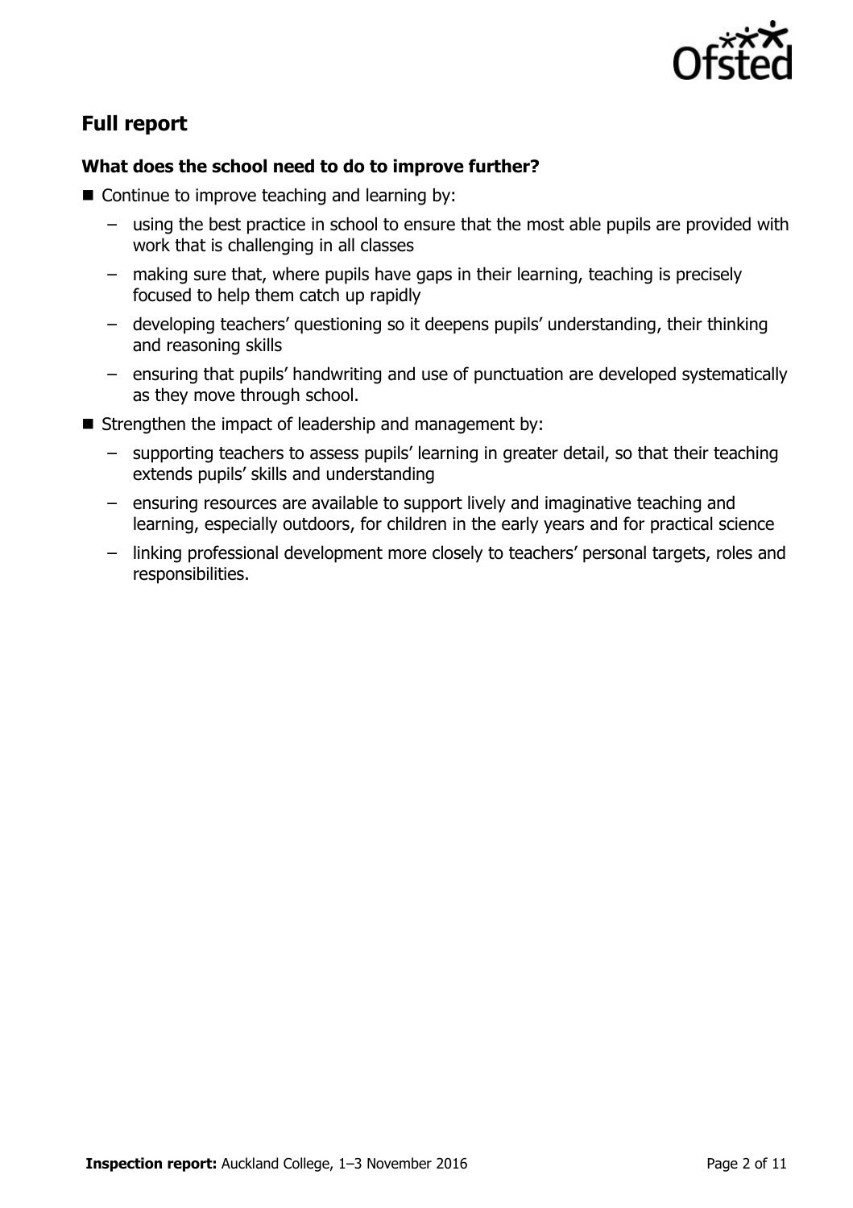## Full report

### What does the school need to do to improve further?

- Continue to improve teaching and learning by:
  - using the best practice in school to ensure that the most able pupils are provided with work that is challenging in all classes
  - making sure that, where pupils have gaps in their learning, teaching is precisely focused to help them catch up rapidly
  - developing teachers' questioning so it deepens pupils' understanding, their thinking and reasoning skills
  - ensuring that pupils' handwriting and use of punctuation are developed systematically as they move through school.
- Strengthen the impact of leadership and management by:
  - supporting teachers to assess pupils' learning in greater detail, so that their teaching extends pupils' skills and understanding
  - ensuring resources are available to support lively and imaginative teaching and learning, especially outdoors, for children in the early years and for practical science
  - linking professional development more closely to teachers' personal targets, roles and responsibilities.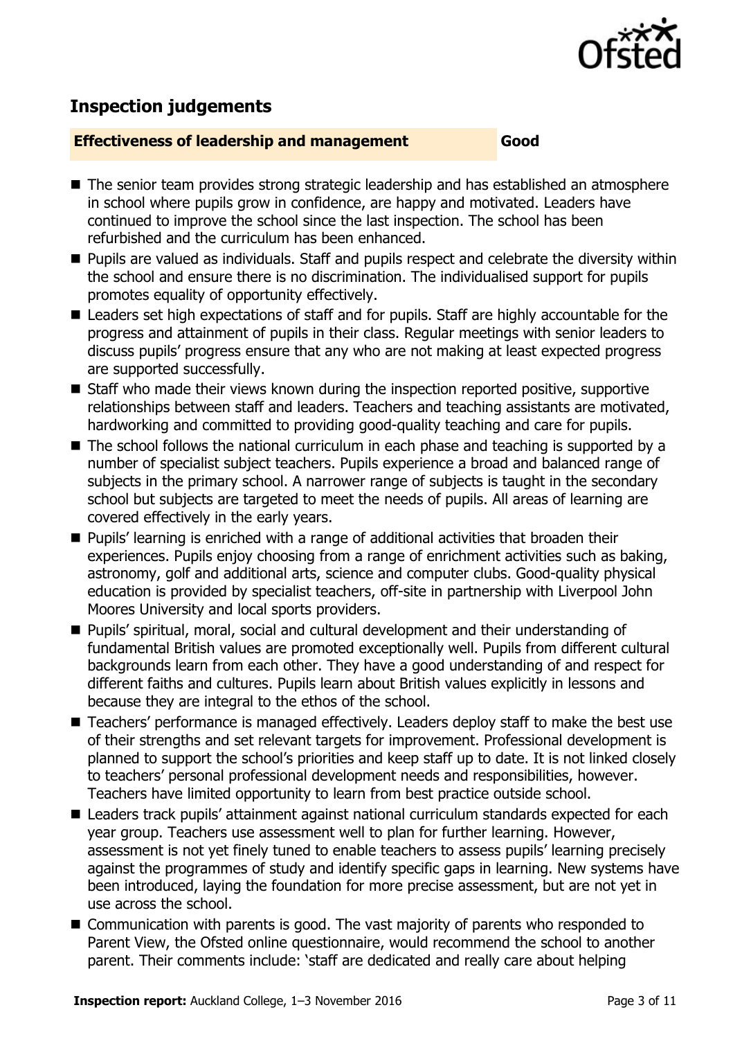## Inspection judgements

| **Effectiveness of leadership and management** | **Good** |
| --- | --- |

- The senior team provides strong strategic leadership and has established an atmosphere in school where pupils grow in confidence, are happy and motivated. Leaders have continued to improve the school since the last inspection. The school has been refurbished and the curriculum has been enhanced.
- Pupils are valued as individuals. Staff and pupils respect and celebrate the diversity within the school and ensure there is no discrimination. The individualised support for pupils promotes equality of opportunity effectively.
- Leaders set high expectations of staff and for pupils. Staff are highly accountable for the progress and attainment of pupils in their class. Regular meetings with senior leaders to discuss pupils' progress ensure that any who are not making at least expected progress are supported successfully.
- Staff who made their views known during the inspection reported positive, supportive relationships between staff and leaders. Teachers and teaching assistants are motivated, hardworking and committed to providing good-quality teaching and care for pupils.
- The school follows the national curriculum in each phase and teaching is supported by a number of specialist subject teachers. Pupils experience a broad and balanced range of subjects in the primary school. A narrower range of subjects is taught in the secondary school but subjects are targeted to meet the needs of pupils. All areas of learning are covered effectively in the early years.
- Pupils' learning is enriched with a range of additional activities that broaden their experiences. Pupils enjoy choosing from a range of enrichment activities such as baking, astronomy, golf and additional arts, science and computer clubs. Good-quality physical education is provided by specialist teachers, off-site in partnership with Liverpool John Moores University and local sports providers.
- Pupils' spiritual, moral, social and cultural development and their understanding of fundamental British values are promoted exceptionally well. Pupils from different cultural backgrounds learn from each other. They have a good understanding of and respect for different faiths and cultures. Pupils learn about British values explicitly in lessons and because they are integral to the ethos of the school.
- Teachers' performance is managed effectively. Leaders deploy staff to make the best use of their strengths and set relevant targets for improvement. Professional development is planned to support the school's priorities and keep staff up to date. It is not linked closely to teachers' personal professional development needs and responsibilities, however. Teachers have limited opportunity to learn from best practice outside school.
- Leaders track pupils' attainment against national curriculum standards expected for each year group. Teachers use assessment well to plan for further learning. However, assessment is not yet finely tuned to enable teachers to assess pupils' learning precisely against the programmes of study and identify specific gaps in learning. New systems have been introduced, laying the foundation for more precise assessment, but are not yet in use across the school.
- Communication with parents is good. The vast majority of parents who responded to Parent View, the Ofsted online questionnaire, would recommend the school to another parent. Their comments include: 'staff are dedicated and really care about helping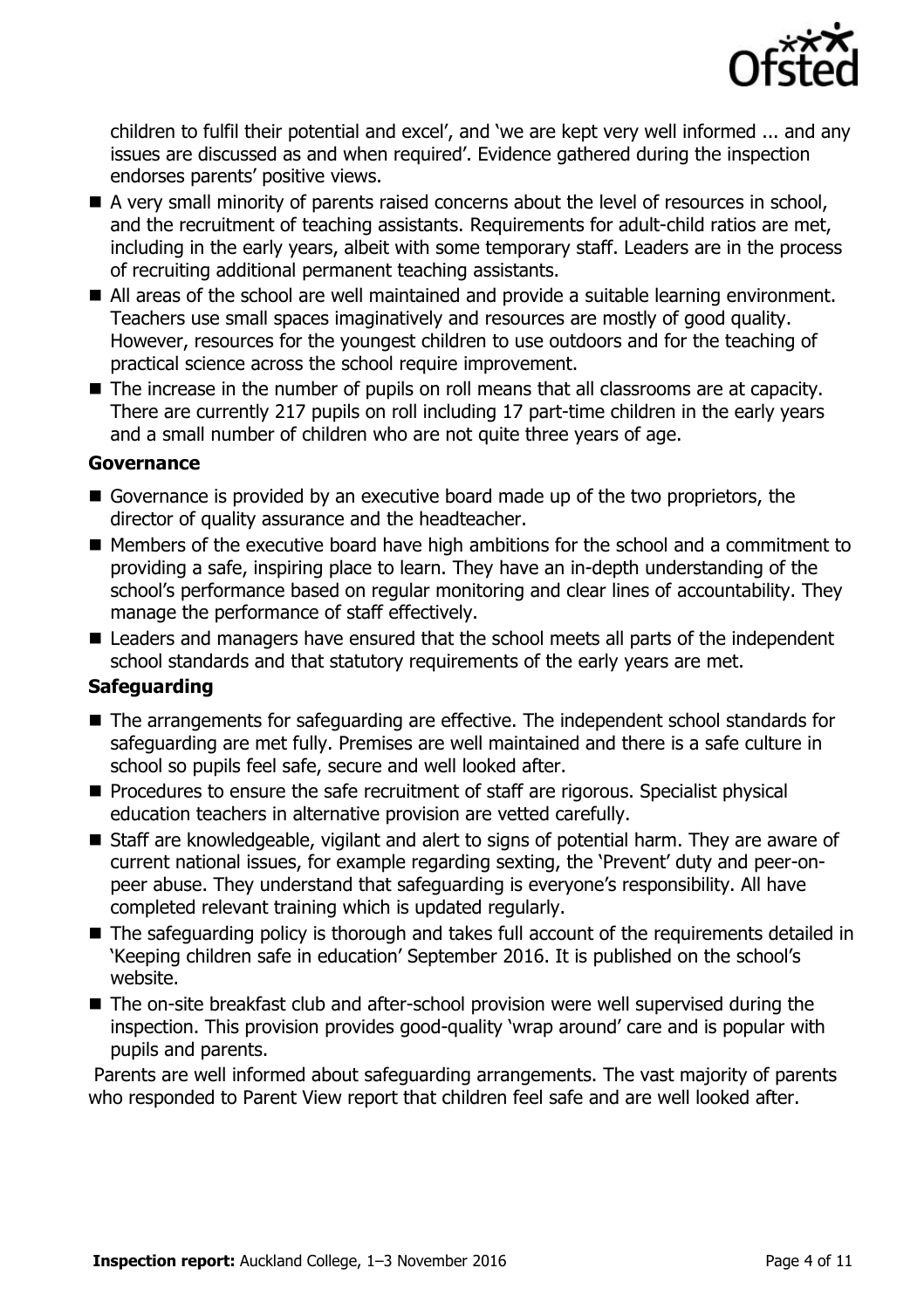children to fulfil their potential and excel', and 'we are kept very well informed ... and any issues are discussed as and when required'. Evidence gathered during the inspection endorses parents' positive views.

- A very small minority of parents raised concerns about the level of resources in school, and the recruitment of teaching assistants. Requirements for adult-child ratios are met, including in the early years, albeit with some temporary staff. Leaders are in the process of recruiting additional permanent teaching assistants.
- All areas of the school are well maintained and provide a suitable learning environment. Teachers use small spaces imaginatively and resources are mostly of good quality. However, resources for the youngest children to use outdoors and for the teaching of practical science across the school require improvement.
- The increase in the number of pupils on roll means that all classrooms are at capacity. There are currently 217 pupils on roll including 17 part-time children in the early years and a small number of children who are not quite three years of age.

### Governance

- Governance is provided by an executive board made up of the two proprietors, the director of quality assurance and the headteacher.
- Members of the executive board have high ambitions for the school and a commitment to providing a safe, inspiring place to learn. They have an in-depth understanding of the school's performance based on regular monitoring and clear lines of accountability. They manage the performance of staff effectively.
- Leaders and managers have ensured that the school meets all parts of the independent school standards and that statutory requirements of the early years are met.

### Safeguarding

- The arrangements for safeguarding are effective. The independent school standards for safeguarding are met fully. Premises are well maintained and there is a safe culture in school so pupils feel safe, secure and well looked after.
- Procedures to ensure the safe recruitment of staff are rigorous. Specialist physical education teachers in alternative provision are vetted carefully.
- Staff are knowledgeable, vigilant and alert to signs of potential harm. They are aware of current national issues, for example regarding sexting, the 'Prevent' duty and peer-on-peer abuse. They understand that safeguarding is everyone's responsibility. All have completed relevant training which is updated regularly.
- The safeguarding policy is thorough and takes full account of the requirements detailed in 'Keeping children safe in education' September 2016. It is published on the school's website.
- The on-site breakfast club and after-school provision were well supervised during the inspection. This provision provides good-quality 'wrap around' care and is popular with pupils and parents.

Parents are well informed about safeguarding arrangements. The vast majority of parents who responded to Parent View report that children feel safe and are well looked after.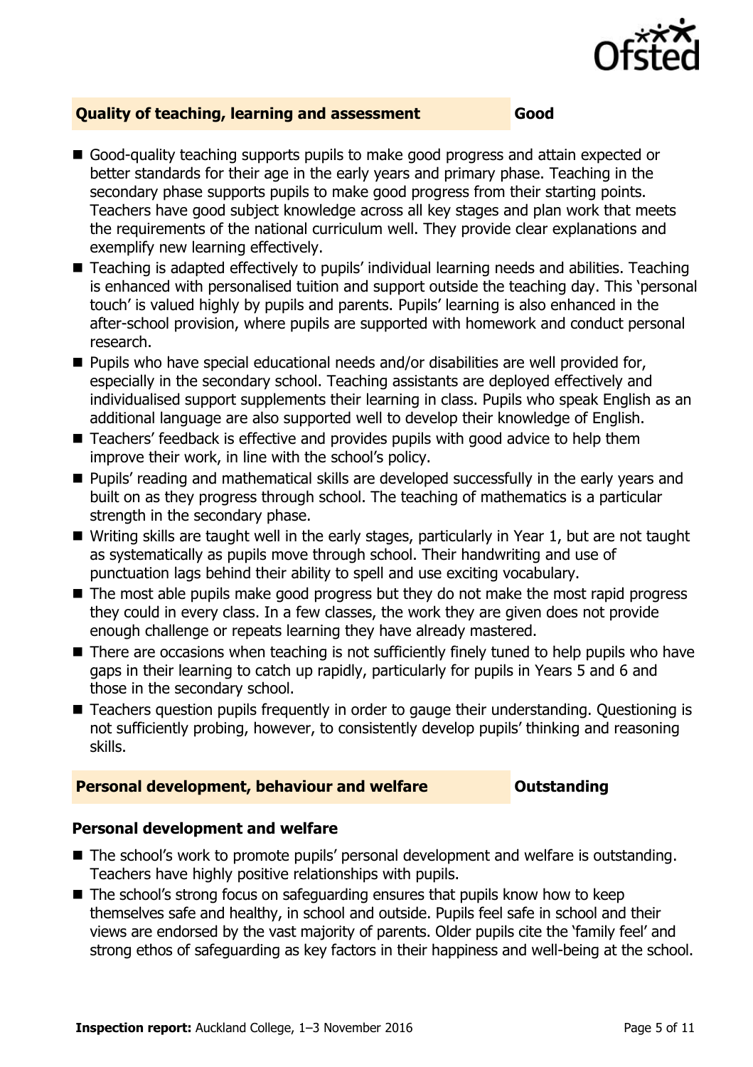## Quality of teaching, learning and assessment — Good

- Good-quality teaching supports pupils to make good progress and attain expected or better standards for their age in the early years and primary phase. Teaching in the secondary phase supports pupils to make good progress from their starting points. Teachers have good subject knowledge across all key stages and plan work that meets the requirements of the national curriculum well. They provide clear explanations and exemplify new learning effectively.
- Teaching is adapted effectively to pupils' individual learning needs and abilities. Teaching is enhanced with personalised tuition and support outside the teaching day. This 'personal touch' is valued highly by pupils and parents. Pupils' learning is also enhanced in the after-school provision, where pupils are supported with homework and conduct personal research.
- Pupils who have special educational needs and/or disabilities are well provided for, especially in the secondary school. Teaching assistants are deployed effectively and individualised support supplements their learning in class. Pupils who speak English as an additional language are also supported well to develop their knowledge of English.
- Teachers' feedback is effective and provides pupils with good advice to help them improve their work, in line with the school's policy.
- Pupils' reading and mathematical skills are developed successfully in the early years and built on as they progress through school. The teaching of mathematics is a particular strength in the secondary phase.
- Writing skills are taught well in the early stages, particularly in Year 1, but are not taught as systematically as pupils move through school. Their handwriting and use of punctuation lags behind their ability to spell and use exciting vocabulary.
- The most able pupils make good progress but they do not make the most rapid progress they could in every class. In a few classes, the work they are given does not provide enough challenge or repeats learning they have already mastered.
- There are occasions when teaching is not sufficiently finely tuned to help pupils who have gaps in their learning to catch up rapidly, particularly for pupils in Years 5 and 6 and those in the secondary school.
- Teachers question pupils frequently in order to gauge their understanding. Questioning is not sufficiently probing, however, to consistently develop pupils' thinking and reasoning skills.

## Personal development, behaviour and welfare — Outstanding

### Personal development and welfare

- The school's work to promote pupils' personal development and welfare is outstanding. Teachers have highly positive relationships with pupils.
- The school's strong focus on safeguarding ensures that pupils know how to keep themselves safe and healthy, in school and outside. Pupils feel safe in school and their views are endorsed by the vast majority of parents. Older pupils cite the 'family feel' and strong ethos of safeguarding as key factors in their happiness and well-being at the school.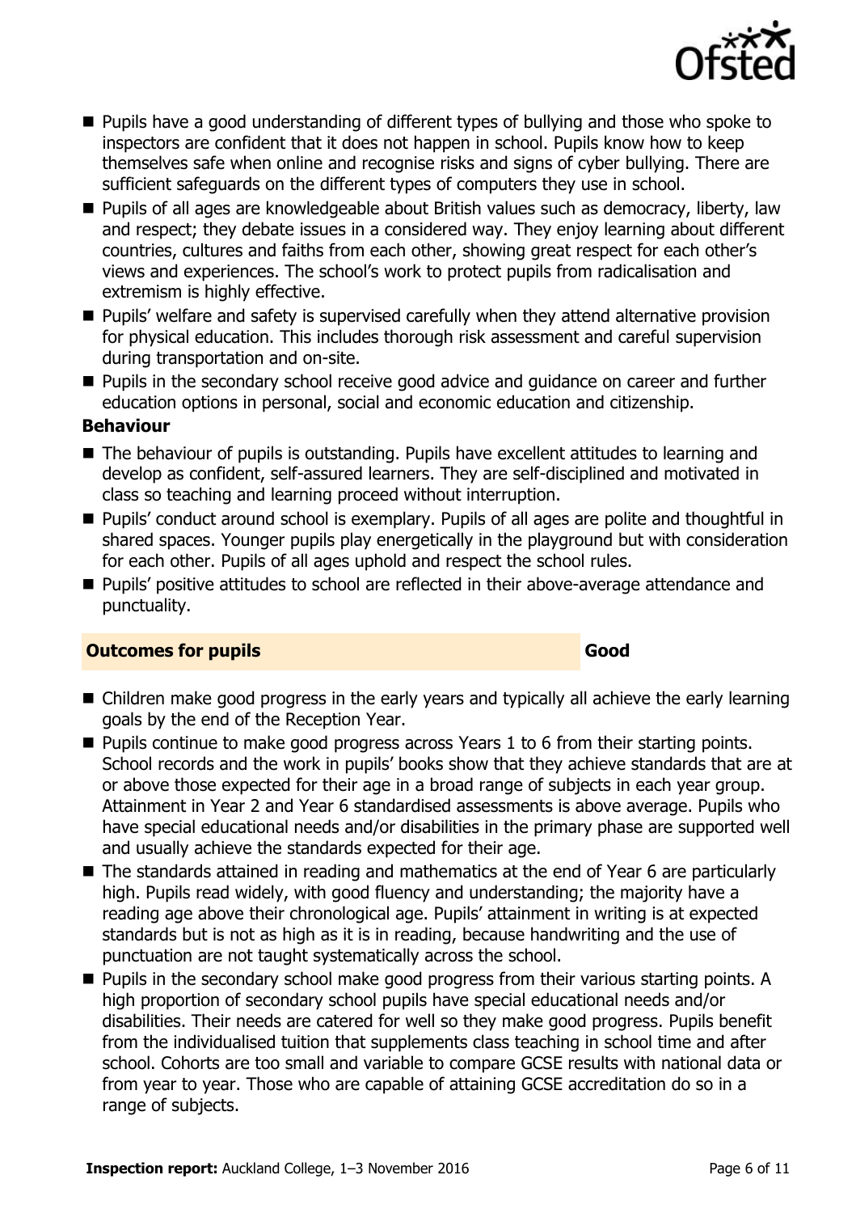- Pupils have a good understanding of different types of bullying and those who spoke to inspectors are confident that it does not happen in school. Pupils know how to keep themselves safe when online and recognise risks and signs of cyber bullying. There are sufficient safeguards on the different types of computers they use in school.
- Pupils of all ages are knowledgeable about British values such as democracy, liberty, law and respect; they debate issues in a considered way. They enjoy learning about different countries, cultures and faiths from each other, showing great respect for each other's views and experiences. The school's work to protect pupils from radicalisation and extremism is highly effective.
- Pupils' welfare and safety is supervised carefully when they attend alternative provision for physical education. This includes thorough risk assessment and careful supervision during transportation and on-site.
- Pupils in the secondary school receive good advice and guidance on career and further education options in personal, social and economic education and citizenship.

**Behaviour**

- The behaviour of pupils is outstanding. Pupils have excellent attitudes to learning and develop as confident, self-assured learners. They are self-disciplined and motivated in class so teaching and learning proceed without interruption.
- Pupils' conduct around school is exemplary. Pupils of all ages are polite and thoughtful in shared spaces. Younger pupils play energetically in the playground but with consideration for each other. Pupils of all ages uphold and respect the school rules.
- Pupils' positive attitudes to school are reflected in their above-average attendance and punctuality.

## Outcomes for pupils — Good

- Children make good progress in the early years and typically all achieve the early learning goals by the end of the Reception Year.
- Pupils continue to make good progress across Years 1 to 6 from their starting points. School records and the work in pupils' books show that they achieve standards that are at or above those expected for their age in a broad range of subjects in each year group. Attainment in Year 2 and Year 6 standardised assessments is above average. Pupils who have special educational needs and/or disabilities in the primary phase are supported well and usually achieve the standards expected for their age.
- The standards attained in reading and mathematics at the end of Year 6 are particularly high. Pupils read widely, with good fluency and understanding; the majority have a reading age above their chronological age. Pupils' attainment in writing is at expected standards but is not as high as it is in reading, because handwriting and the use of punctuation are not taught systematically across the school.
- Pupils in the secondary school make good progress from their various starting points. A high proportion of secondary school pupils have special educational needs and/or disabilities. Their needs are catered for well so they make good progress. Pupils benefit from the individualised tuition that supplements class teaching in school time and after school. Cohorts are too small and variable to compare GCSE results with national data or from year to year. Those who are capable of attaining GCSE accreditation do so in a range of subjects.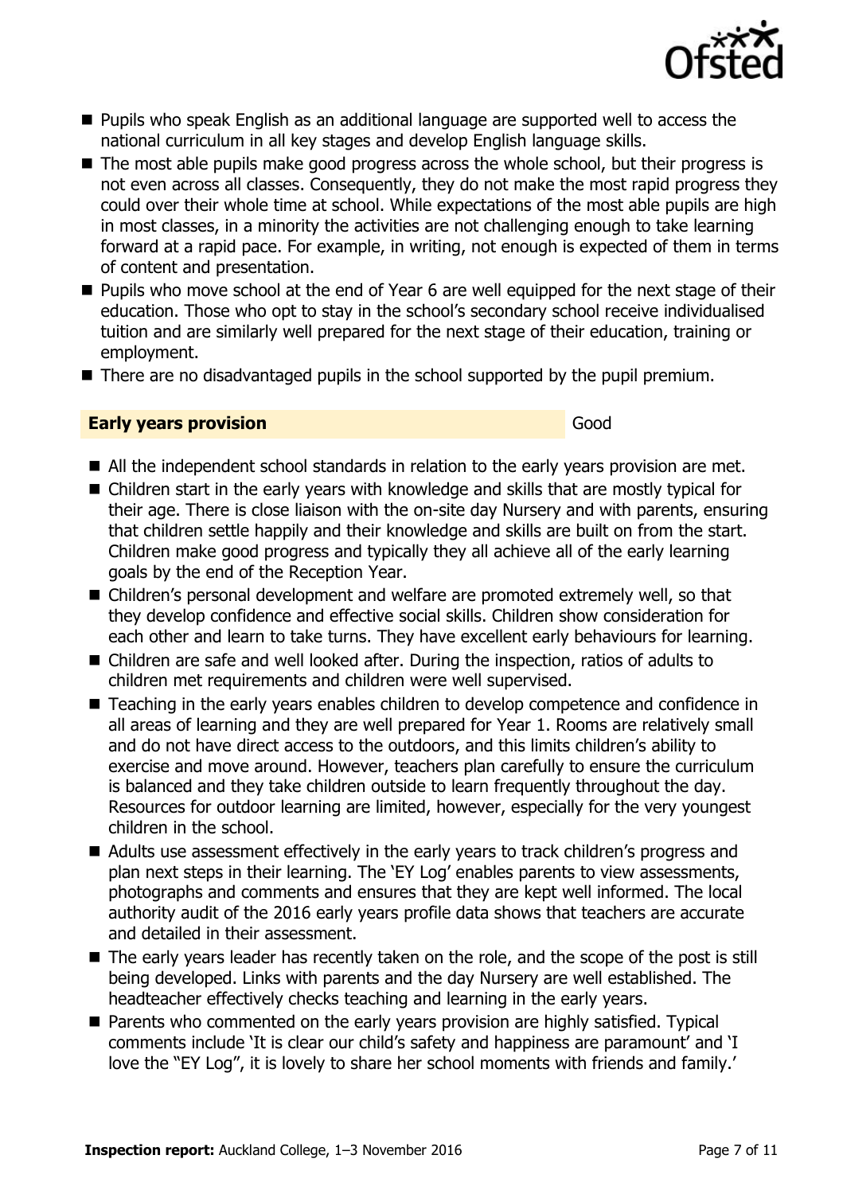- Pupils who speak English as an additional language are supported well to access the national curriculum in all key stages and develop English language skills.
- The most able pupils make good progress across the whole school, but their progress is not even across all classes. Consequently, they do not make the most rapid progress they could over their whole time at school. While expectations of the most able pupils are high in most classes, in a minority the activities are not challenging enough to take learning forward at a rapid pace. For example, in writing, not enough is expected of them in terms of content and presentation.
- Pupils who move school at the end of Year 6 are well equipped for the next stage of their education. Those who opt to stay in the school's secondary school receive individualised tuition and are similarly well prepared for the next stage of their education, training or employment.
- There are no disadvantaged pupils in the school supported by the pupil premium.

## Early years provision — Good

- All the independent school standards in relation to the early years provision are met.
- Children start in the early years with knowledge and skills that are mostly typical for their age. There is close liaison with the on-site day Nursery and with parents, ensuring that children settle happily and their knowledge and skills are built on from the start. Children make good progress and typically they all achieve all of the early learning goals by the end of the Reception Year.
- Children's personal development and welfare are promoted extremely well, so that they develop confidence and effective social skills. Children show consideration for each other and learn to take turns. They have excellent early behaviours for learning.
- Children are safe and well looked after. During the inspection, ratios of adults to children met requirements and children were well supervised.
- Teaching in the early years enables children to develop competence and confidence in all areas of learning and they are well prepared for Year 1. Rooms are relatively small and do not have direct access to the outdoors, and this limits children's ability to exercise and move around. However, teachers plan carefully to ensure the curriculum is balanced and they take children outside to learn frequently throughout the day. Resources for outdoor learning are limited, however, especially for the very youngest children in the school.
- Adults use assessment effectively in the early years to track children's progress and plan next steps in their learning. The 'EY Log' enables parents to view assessments, photographs and comments and ensures that they are kept well informed. The local authority audit of the 2016 early years profile data shows that teachers are accurate and detailed in their assessment.
- The early years leader has recently taken on the role, and the scope of the post is still being developed. Links with parents and the day Nursery are well established. The headteacher effectively checks teaching and learning in the early years.
- Parents who commented on the early years provision are highly satisfied. Typical comments include 'It is clear our child's safety and happiness are paramount' and 'I love the "EY Log", it is lovely to share her school moments with friends and family.'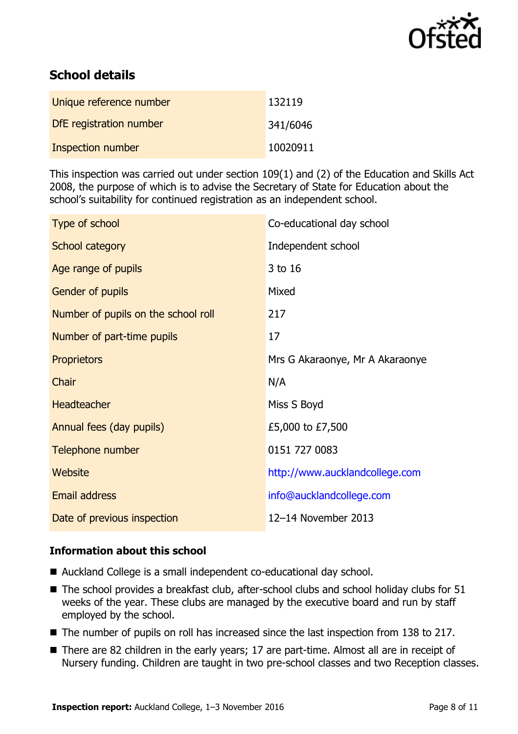## School details

| | |
|---|---|
| Unique reference number | 132119 |
| DfE registration number | 341/6046 |
| Inspection number | 10020911 |

This inspection was carried out under section 109(1) and (2) of the Education and Skills Act 2008, the purpose of which is to advise the Secretary of State for Education about the school's suitability for continued registration as an independent school.

| | |
|---|---|
| Type of school | Co-educational day school |
| School category | Independent school |
| Age range of pupils | 3 to 16 |
| Gender of pupils | Mixed |
| Number of pupils on the school roll | 217 |
| Number of part-time pupils | 17 |
| Proprietors | Mrs G Akaraonye, Mr A Akaraonye |
| Chair | N/A |
| Headteacher | Miss S Boyd |
| Annual fees (day pupils) | £5,000 to £7,500 |
| Telephone number | 0151 727 0083 |
| Website | http://www.aucklandcollege.com |
| Email address | info@aucklandcollege.com |
| Date of previous inspection | 12–14 November 2013 |

### Information about this school

- Auckland College is a small independent co-educational day school.
- The school provides a breakfast club, after-school clubs and school holiday clubs for 51 weeks of the year. These clubs are managed by the executive board and run by staff employed by the school.
- The number of pupils on roll has increased since the last inspection from 138 to 217.
- There are 82 children in the early years; 17 are part-time. Almost all are in receipt of Nursery funding. Children are taught in two pre-school classes and two Reception classes.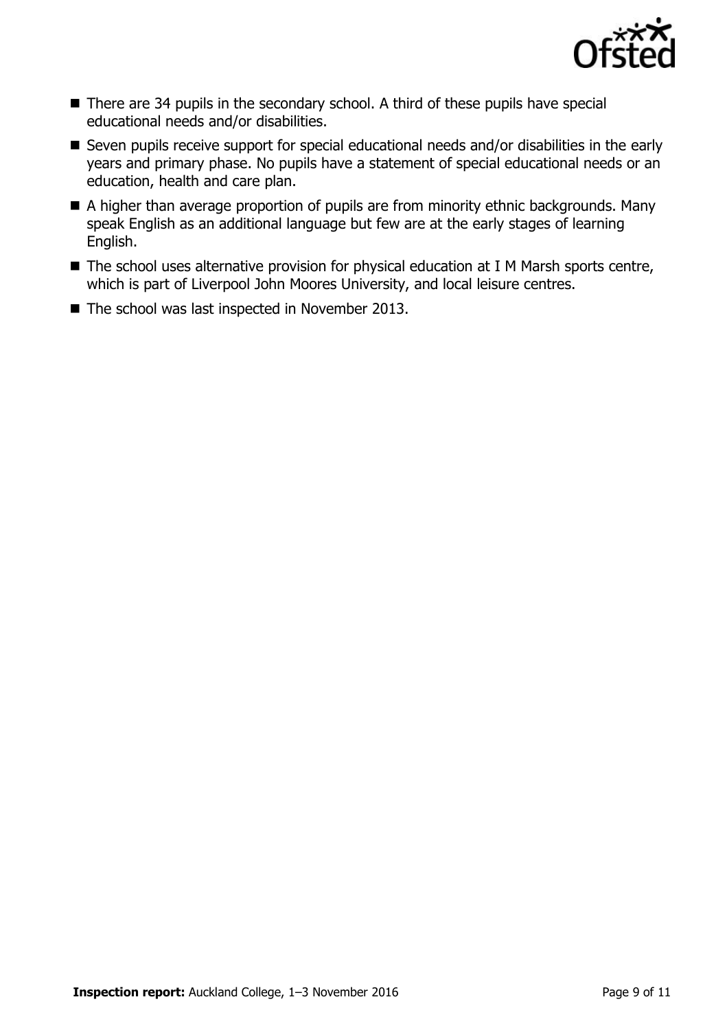- There are 34 pupils in the secondary school. A third of these pupils have special educational needs and/or disabilities.
- Seven pupils receive support for special educational needs and/or disabilities in the early years and primary phase. No pupils have a statement of special educational needs or an education, health and care plan.
- A higher than average proportion of pupils are from minority ethnic backgrounds. Many speak English as an additional language but few are at the early stages of learning English.
- The school uses alternative provision for physical education at I M Marsh sports centre, which is part of Liverpool John Moores University, and local leisure centres.
- The school was last inspected in November 2013.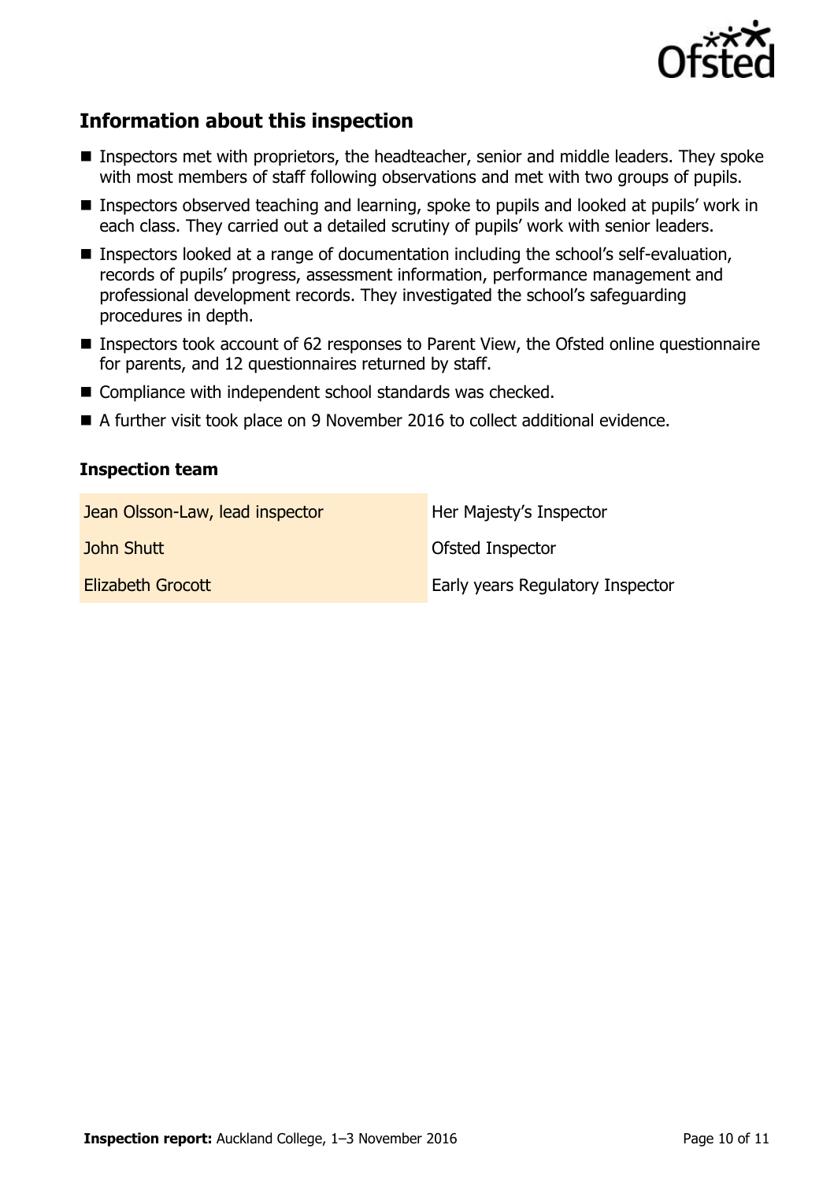## Information about this inspection

- Inspectors met with proprietors, the headteacher, senior and middle leaders. They spoke with most members of staff following observations and met with two groups of pupils.
- Inspectors observed teaching and learning, spoke to pupils and looked at pupils' work in each class. They carried out a detailed scrutiny of pupils' work with senior leaders.
- Inspectors looked at a range of documentation including the school's self-evaluation, records of pupils' progress, assessment information, performance management and professional development records. They investigated the school's safeguarding procedures in depth.
- Inspectors took account of 62 responses to Parent View, the Ofsted online questionnaire for parents, and 12 questionnaires returned by staff.
- Compliance with independent school standards was checked.
- A further visit took place on 9 November 2016 to collect additional evidence.

### Inspection team

| | |
|---|---|
| Jean Olsson-Law, lead inspector | Her Majesty's Inspector |
| John Shutt | Ofsted Inspector |
| Elizabeth Grocott | Early years Regulatory Inspector |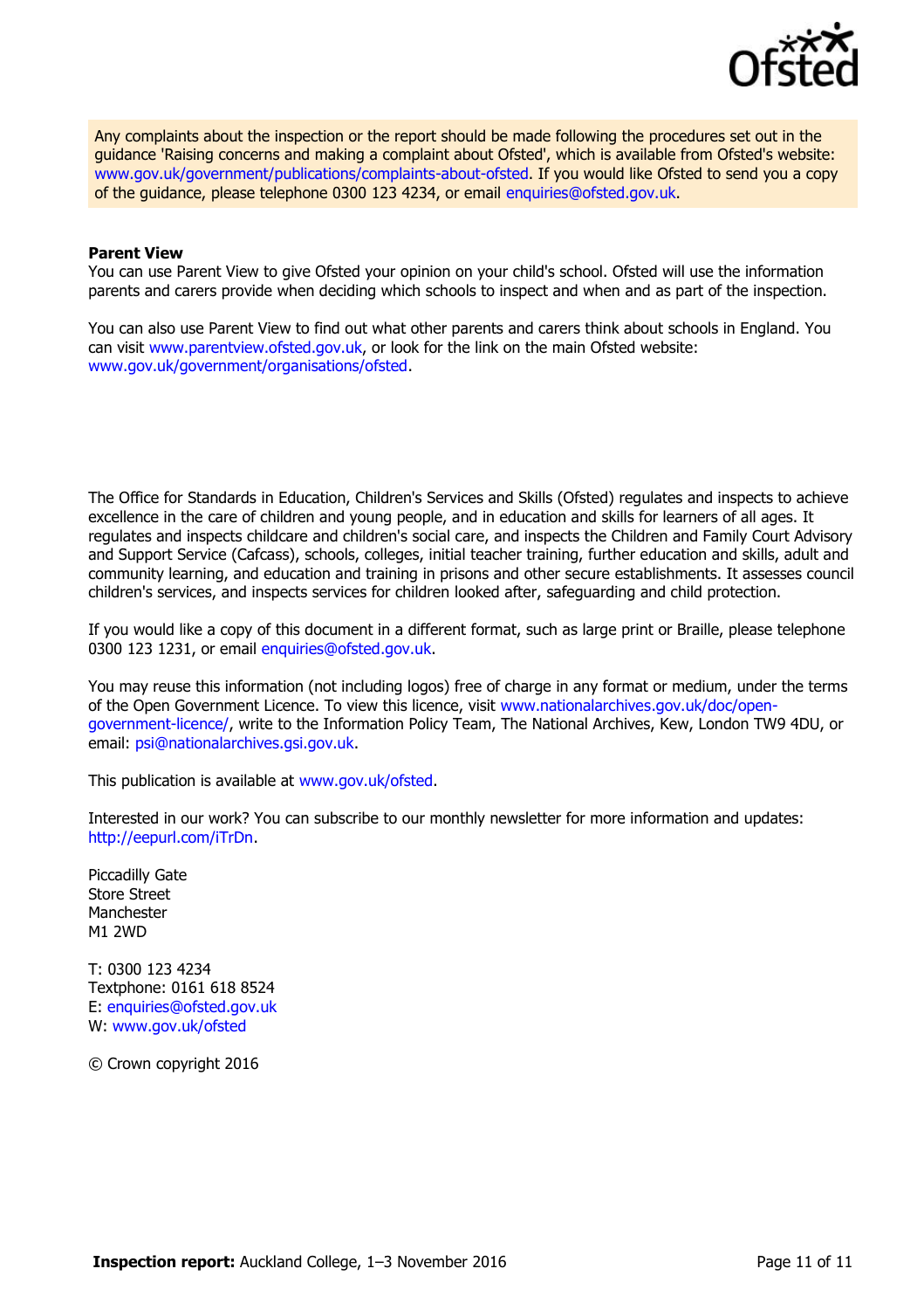Any complaints about the inspection or the report should be made following the procedures set out in the guidance 'Raising concerns and making a complaint about Ofsted', which is available from Ofsted's website: www.gov.uk/government/publications/complaints-about-ofsted. If you would like Ofsted to send you a copy of the guidance, please telephone 0300 123 4234, or email enquiries@ofsted.gov.uk.

**Parent View**

You can use Parent View to give Ofsted your opinion on your child's school. Ofsted will use the information parents and carers provide when deciding which schools to inspect and when and as part of the inspection.

You can also use Parent View to find out what other parents and carers think about schools in England. You can visit www.parentview.ofsted.gov.uk, or look for the link on the main Ofsted website: www.gov.uk/government/organisations/ofsted.

The Office for Standards in Education, Children's Services and Skills (Ofsted) regulates and inspects to achieve excellence in the care of children and young people, and in education and skills for learners of all ages. It regulates and inspects childcare and children's social care, and inspects the Children and Family Court Advisory and Support Service (Cafcass), schools, colleges, initial teacher training, further education and skills, adult and community learning, and education and training in prisons and other secure establishments. It assesses council children's services, and inspects services for children looked after, safeguarding and child protection.

If you would like a copy of this document in a different format, such as large print or Braille, please telephone 0300 123 1231, or email enquiries@ofsted.gov.uk.

You may reuse this information (not including logos) free of charge in any format or medium, under the terms of the Open Government Licence. To view this licence, visit www.nationalarchives.gov.uk/doc/open-government-licence/, write to the Information Policy Team, The National Archives, Kew, London TW9 4DU, or email: psi@nationalarchives.gsi.gov.uk.

This publication is available at www.gov.uk/ofsted.

Interested in our work? You can subscribe to our monthly newsletter for more information and updates: http://eepurl.com/iTrDn.

Piccadilly Gate
Store Street
Manchester
M1 2WD

T: 0300 123 4234
Textphone: 0161 618 8524
E: enquiries@ofsted.gov.uk
W: www.gov.uk/ofsted

© Crown copyright 2016